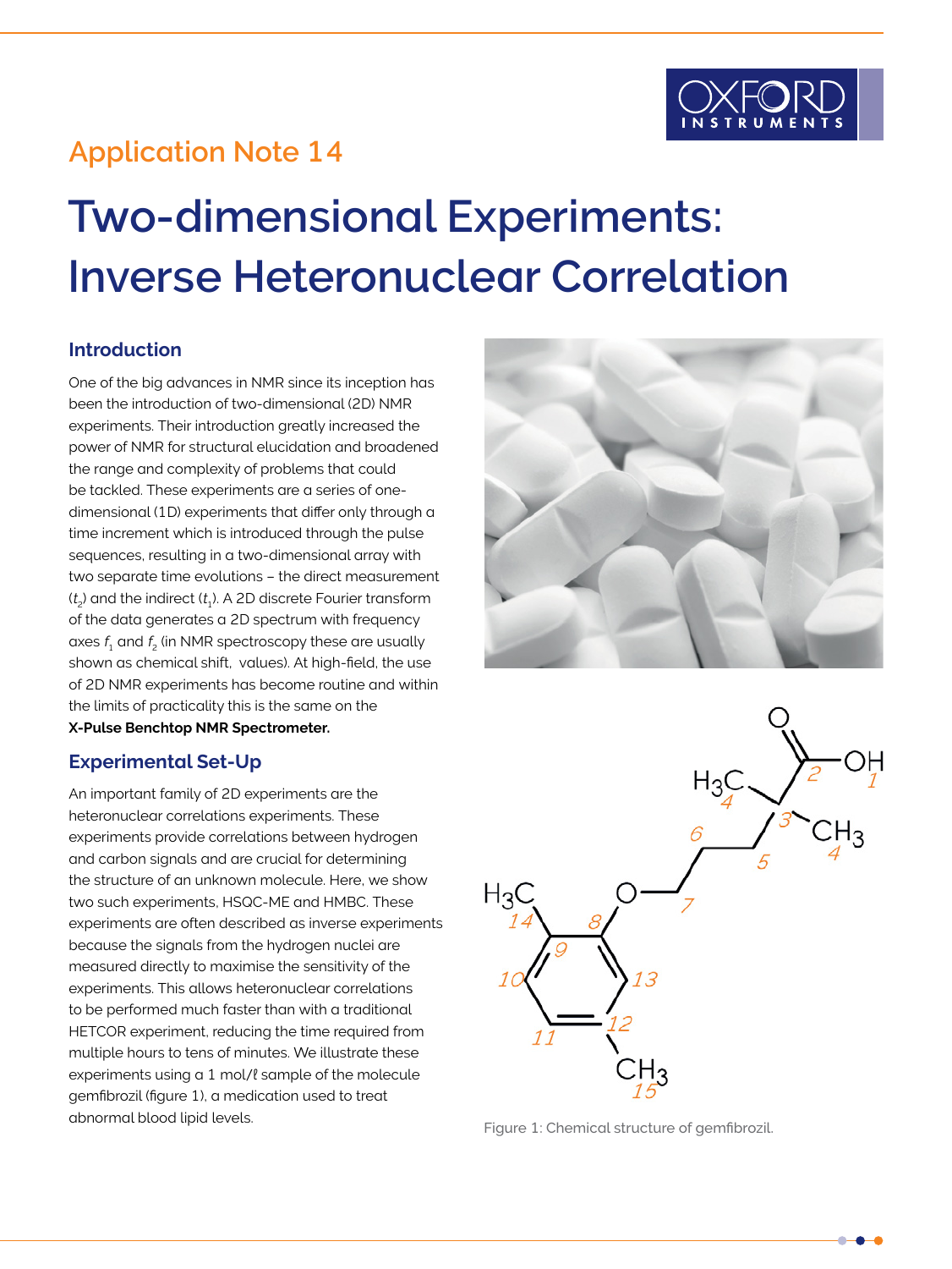Application Note 14

# Two-dimensional Experiments: Inverse Heteronuclear Correlation

## Introduction

One of the big advances in NMR since its inception has been the introduction of two-dimensional (2D) NMR experiments. Their introduction greatly increased the power of NMR for structural elucidation and broadened the range and complexity of problems that could be tackled. These experiments are a series of one-dimensional (1D) experiments that differ only through a time increment which is introduced through the pulse sequences, resulting in a two-dimensional array with two separate time evolutions – the direct measurement ($t_2$) and the indirect ($t_1$). A 2D discrete Fourier transform of the data generates a 2D spectrum with frequency axes $f_1$ and $f_2$ (in NMR spectroscopy these are usually shown as chemical shift, values). At high-field, the use of 2D NMR experiments has become routine and within the limits of practicality this is the same on the **X-Pulse Benchtop NMR Spectrometer.**

## Experimental Set-Up

An important family of 2D experiments are the heteronuclear correlations experiments. These experiments provide correlations between hydrogen and carbon signals and are crucial for determining the structure of an unknown molecule. Here, we show two such experiments, HSQC-ME and HMBC. These experiments are often described as inverse experiments because the signals from the hydrogen nuclei are measured directly to maximise the sensitivity of the experiments. This allows heteronuclear correlations to be performed much faster than with a traditional HETCOR experiment, reducing the time required from multiple hours to tens of minutes. We illustrate these experiments using a 1 mol/ℓ sample of the molecule gemfibrozil (figure 1), a medication used to treat abnormal blood lipid levels.

Figure 1: Chemical structure of gemfibrozil.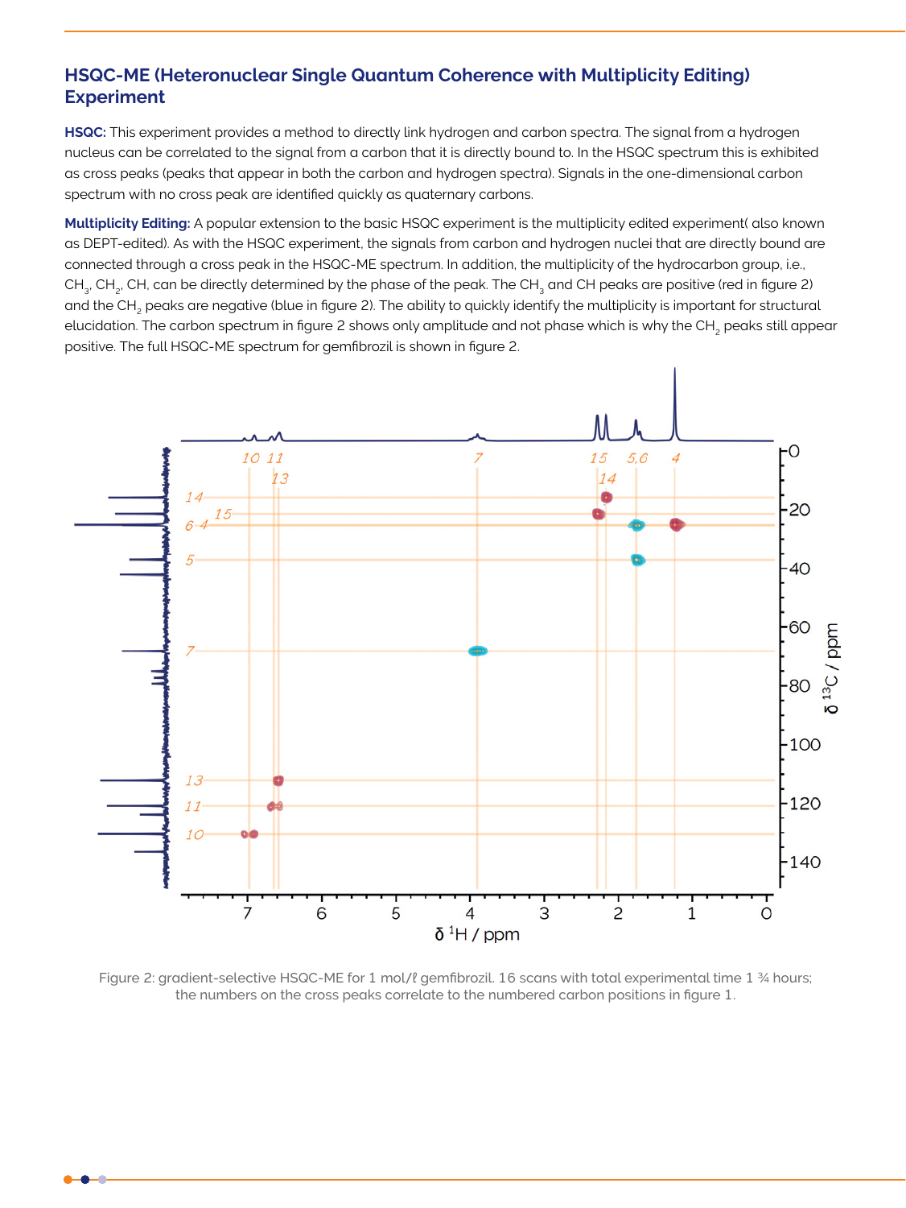## HSQC-ME (Heteronuclear Single Quantum Coherence with Multiplicity Editing) Experiment

**HSQC:** This experiment provides a method to directly link hydrogen and carbon spectra. The signal from a hydrogen nucleus can be correlated to the signal from a carbon that it is directly bound to. In the HSQC spectrum this is exhibited as cross peaks (peaks that appear in both the carbon and hydrogen spectra). Signals in the one-dimensional carbon spectrum with no cross peak are identified quickly as quaternary carbons.

**Multiplicity Editing:** A popular extension to the basic HSQC experiment is the multiplicity edited experiment( also known as DEPT-edited). As with the HSQC experiment, the signals from carbon and hydrogen nuclei that are directly bound are connected through a cross peak in the HSQC-ME spectrum. In addition, the multiplicity of the hydrocarbon group, i.e., $CH_3$, $CH_2$, CH, can be directly determined by the phase of the peak. The $CH_3$ and CH peaks are positive (red in figure 2) and the $CH_2$ peaks are negative (blue in figure 2). The ability to quickly identify the multiplicity is important for structural elucidation. The carbon spectrum in figure 2 shows only amplitude and not phase which is why the $CH_2$ peaks still appear positive. The full HSQC-ME spectrum for gemfibrozil is shown in figure 2.

Figure 2: gradient-selective HSQC-ME for 1 mol/ℓ gemfibrozil. 16 scans with total experimental time 1 ¾ hours; the numbers on the cross peaks correlate to the numbered carbon positions in figure 1.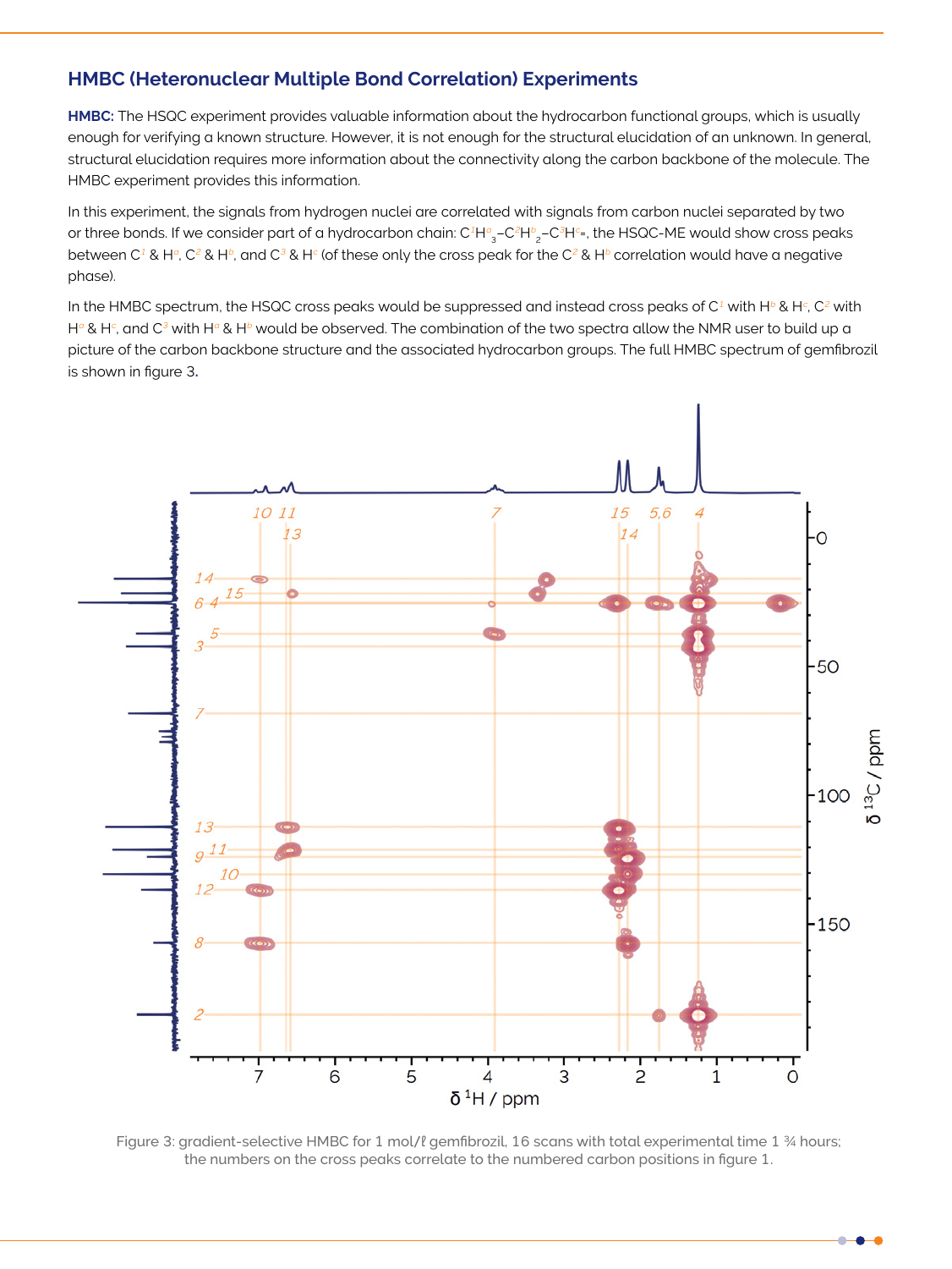## HMBC (Heteronuclear Multiple Bond Correlation) Experiments

**HMBC:** The HSQC experiment provides valuable information about the hydrocarbon functional groups, which is usually enough for verifying a known structure. However, it is not enough for the structural elucidation of an unknown. In general, structural elucidation requires more information about the connectivity along the carbon backbone of the molecule. The HMBC experiment provides this information.

In this experiment, the signals from hydrogen nuclei are correlated with signals from carbon nuclei separated by two or three bonds. If we consider part of a hydrocarbon chain: $C^1H^a_3–C^2H^b_2–C^3H^c=$, the HSQC-ME would show cross peaks between $C^1$ & $H^a$, $C^2$ & $H^b$, and $C^3$ & $H^c$ (of these only the cross peak for the $C^2$ & $H^b$ correlation would have a negative phase).

In the HMBC spectrum, the HSQC cross peaks would be suppressed and instead cross peaks of $C^1$ with $H^b$ & $H^c$, $C^2$ with $H^a$ & $H^c$, and $C^3$ with $H^a$ & $H^b$ would be observed. The combination of the two spectra allow the NMR user to build up a picture of the carbon backbone structure and the associated hydrocarbon groups. The full HMBC spectrum of gemfibrozil is shown in figure 3.

Figure 3: gradient-selective HMBC for 1 mol/ℓ gemfibrozil, 16 scans with total experimental time 1 ¾ hours; the numbers on the cross peaks correlate to the numbered carbon positions in figure 1.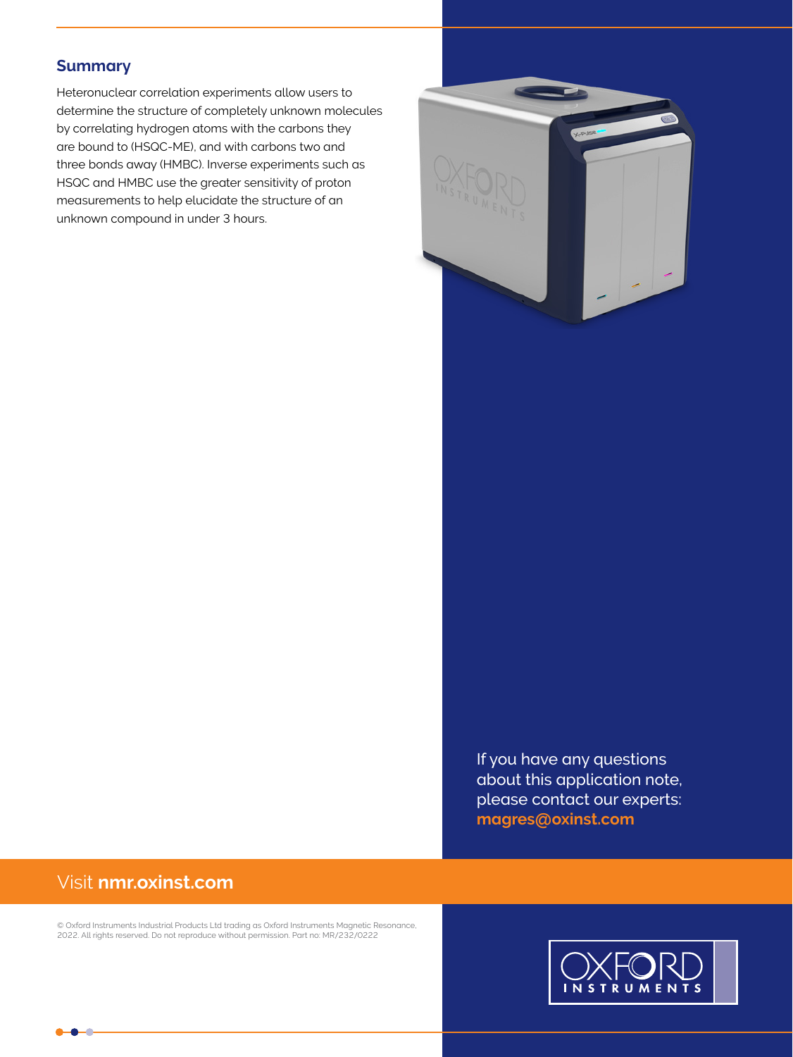## Summary

Heteronuclear correlation experiments allow users to determine the structure of completely unknown molecules by correlating hydrogen atoms with the carbons they are bound to (HSQC-ME), and with carbons two and three bonds away (HMBC). Inverse experiments such as HSQC and HMBC use the greater sensitivity of proton measurements to help elucidate the structure of an unknown compound in under 3 hours.

If you have any questions about this application note, please contact our experts: **magres@oxinst.com**

Visit **nmr.oxinst.com**

© Oxford Instruments Industrial Products Ltd trading as Oxford Instruments Magnetic Resonance, 2022. All rights reserved. Do not reproduce without permission. Part no: MR/232/0222